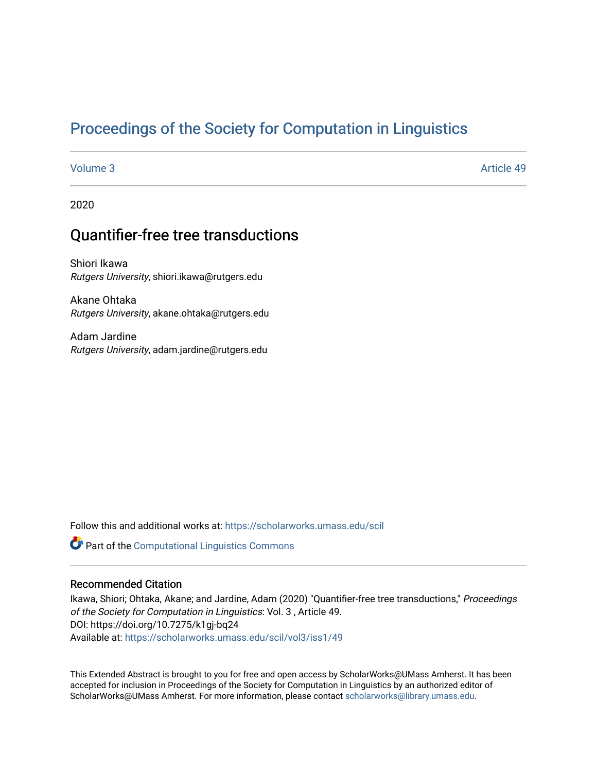# Proceedings of the Society for Computation in Linguistics

Volume 3 Article 49

2020

## Quantifier-free tree transductions

Shiori Ikawa
*Rutgers University*, shiori.ikawa@rutgers.edu

Akane Ohtaka
*Rutgers University*, akane.ohtaka@rutgers.edu

Adam Jardine
*Rutgers University*, adam.jardine@rutgers.edu

Follow this and additional works at: https://scholarworks.umass.edu/scil

Part of the Computational Linguistics Commons

### Recommended Citation

Ikawa, Shiori; Ohtaka, Akane; and Jardine, Adam (2020) "Quantifier-free tree transductions," *Proceedings of the Society for Computation in Linguistics*: Vol. 3 , Article 49.
DOI: https://doi.org/10.7275/k1gj-bq24
Available at: https://scholarworks.umass.edu/scil/vol3/iss1/49

This Extended Abstract is brought to you for free and open access by ScholarWorks@UMass Amherst. It has been accepted for inclusion in Proceedings of the Society for Computation in Linguistics by an authorized editor of ScholarWorks@UMass Amherst. For more information, please contact scholarworks@library.umass.edu.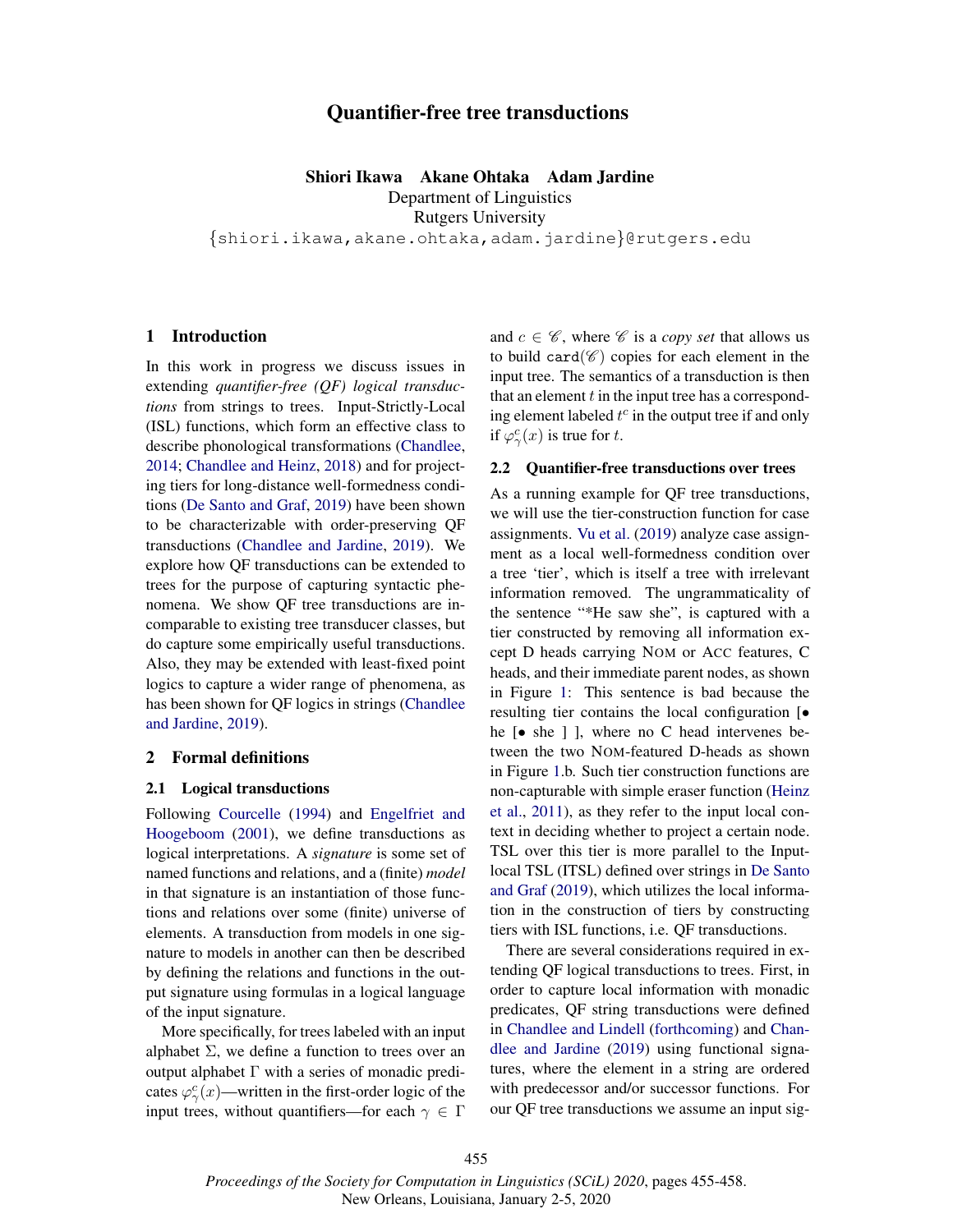# Quantifier-free tree transductions

**Shiori Ikawa  Akane Ohtaka  Adam Jardine**
Department of Linguistics
Rutgers University
{shiori.ikawa,akane.ohtaka,adam.jardine}@rutgers.edu

## 1 Introduction

In this work in progress we discuss issues in extending *quantifier-free (QF) logical transductions* from strings to trees. Input-Strictly-Local (ISL) functions, which form an effective class to describe phonological transformations (Chandlee, 2014; Chandlee and Heinz, 2018) and for projecting tiers for long-distance well-formedness conditions (De Santo and Graf, 2019) have been shown to be characterizable with order-preserving QF transductions (Chandlee and Jardine, 2019). We explore how QF transductions can be extended to trees for the purpose of capturing syntactic phenomena. We show QF tree transductions are incomparable to existing tree transducer classes, but do capture some empirically useful transductions. Also, they may be extended with least-fixed point logics to capture a wider range of phenomena, as has been shown for QF logics in strings (Chandlee and Jardine, 2019).

## 2 Formal definitions

### 2.1 Logical transductions

Following Courcelle (1994) and Engelfriet and Hoogeboom (2001), we define transductions as logical interpretations. A *signature* is some set of named functions and relations, and a (finite) *model* in that signature is an instantiation of those functions and relations over some (finite) universe of elements. A transduction from models in one signature to models in another can then be described by defining the relations and functions in the output signature using formulas in a logical language of the input signature.

More specifically, for trees labeled with an input alphabet $\Sigma$, we define a function to trees over an output alphabet $\Gamma$ with a series of monadic predicates $\varphi^c_\gamma(x)$—written in the first-order logic of the input trees, without quantifiers—for each $\gamma \in \Gamma$ and $c \in \mathscr{C}$, where $\mathscr{C}$ is a *copy set* that allows us to build $\texttt{card}(\mathscr{C})$ copies for each element in the input tree. The semantics of a transduction is then that an element $t$ in the input tree has a corresponding element labeled $t^c$ in the output tree if and only if $\varphi^c_\gamma(x)$ is true for $t$.

### 2.2 Quantifier-free transductions over trees

As a running example for QF tree transductions, we will use the tier-construction function for case assignments. Vu et al. (2019) analyze case assignment as a local well-formedness condition over a tree 'tier', which is itself a tree with irrelevant information removed. The ungrammaticality of the sentence "*He saw she", is captured with a tier constructed by removing all information except D heads carrying NOM or ACC features, C heads, and their immediate parent nodes, as shown in Figure 1: This sentence is bad because the resulting tier contains the local configuration [• he [• she ] ], where no C head intervenes between the two NOM-featured D-heads as shown in Figure 1.b. Such tier construction functions are non-capturable with simple eraser function (Heinz et al., 2011), as they refer to the input local context in deciding whether to project a certain node. TSL over this tier is more parallel to the Input-local TSL (ITSL) defined over strings in De Santo and Graf (2019), which utilizes the local information in the construction of tiers by constructing tiers with ISL functions, i.e. QF transductions.

There are several considerations required in extending QF logical transductions to trees. First, in order to capture local information with monadic predicates, QF string transductions were defined in Chandlee and Lindell (forthcoming) and Chandlee and Jardine (2019) using functional signatures, where the element in a string are ordered with predecessor and/or successor functions. For our QF tree transductions we assume an input sig-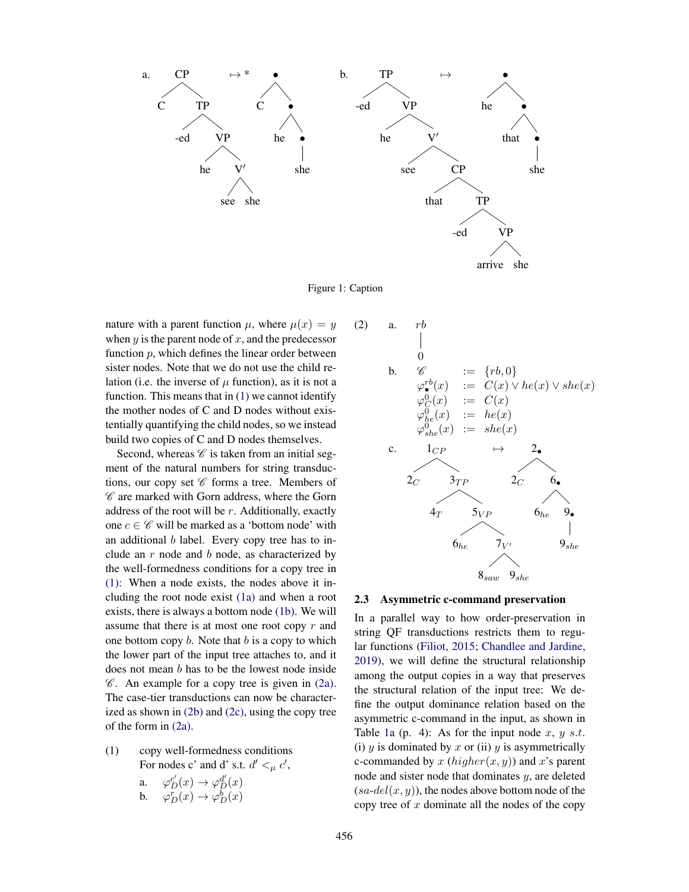a. [CP [C] [TP [-ed] [VP [he] [V′ [see] [she]]]]] $\mapsto^*$ [• [C] [• [he] [• [she]]]]

b. [TP [-ed] [VP [he] [V′ [see] [CP [that] [TP [-ed] [VP [arrive] [she]]]]]]] $\mapsto$ [• [he] [• [that] [• [she]]]]

Figure 1: Caption

nature with a parent function $\mu$, where $\mu(x) = y$ when $y$ is the parent node of $x$, and the predecessor function $p$, which defines the linear order between sister nodes. Note that we do not use the child relation (i.e. the inverse of $\mu$ function), as it is not a function. This means that in (1) we cannot identify the mother nodes of C and D nodes without existentially quantifying the child nodes, so we instead build two copies of C and D nodes themselves.

Second, whereas $\mathscr{C}$ is taken from an initial segment of the natural numbers for string transductions, our copy set $\mathscr{C}$ forms a tree. Members of $\mathscr{C}$ are marked with Gorn address, where the Gorn address of the root will be $r$. Additionally, exactly one $c \in \mathscr{C}$ will be marked as a 'bottom node' with an additional $b$ label. Every copy tree has to include an $r$ node and $b$ node, as characterized by the well-formedness conditions for a copy tree in (1): When a node exists, the nodes above it including the root node exist (1a) and when a root exists, there is always a bottom node (1b). We will assume that there is at most one root copy $r$ and one bottom copy $b$. Note that $b$ is a copy to which the lower part of the input tree attaches to, and it does not mean $b$ has to be the lowest node inside $\mathscr{C}$. An example for a copy tree is given in (2a). The case-tier transductions can now be characterized as shown in (2b) and (2c), using the copy tree of the form in (2a).

(1) copy well-formedness conditions
For nodes c' and d' s.t. $d' <_\mu c'$,

a. $\varphi_D^{c'}(x) \rightarrow \varphi_D^{d'}(x)$

b. $\varphi_D^{r}(x) \rightarrow \varphi_D^{b}(x)$

(2) a. [$rb$ [0]]

b.
$$\mathscr{C} := \{rb, 0\}$$
$$\varphi_\bullet^{rb}(x) := C(x) \vee he(x) \vee she(x)$$
$$\varphi_C^{0}(x) := C(x)$$
$$\varphi_{he}^{0}(x) := he(x)$$
$$\varphi_{she}^{0}(x) := she(x)$$

c. [$1_{CP}$ [$2_C$] [$3_{TP}$ [$4_T$] [$5_{VP}$ [$6_{he}$] [$7_{V'}$ [$8_{saw}$] [$9_{she}$]]]]] $\mapsto$ [$2_\bullet$ [$2_C$] [$6_\bullet$ [$6_{he}$] [$9_\bullet$ [$9_{she}$]]]]

## 2.3 Asymmetric c-command preservation

In a parallel way to how order-preservation in string QF transductions restricts them to regular functions (Filiot, 2015; Chandlee and Jardine, 2019), we will define the structural relationship among the output copies in a way that preserves the structural relation of the input tree: We define the output dominance relation based on the asymmetric c-command in the input, as shown in Table 1a (p. 4): As for the input node $x$, $y$ $s.t.$ (i) $y$ is dominated by $x$ or (ii) $y$ is asymmetrically c-commanded by $x$ ($higher(x, y)$) and $x$'s parent node and sister node that dominates $y$, are deleted ($sa\text{-}del(x, y)$), the nodes above bottom node of the copy tree of $x$ dominate all the nodes of the copy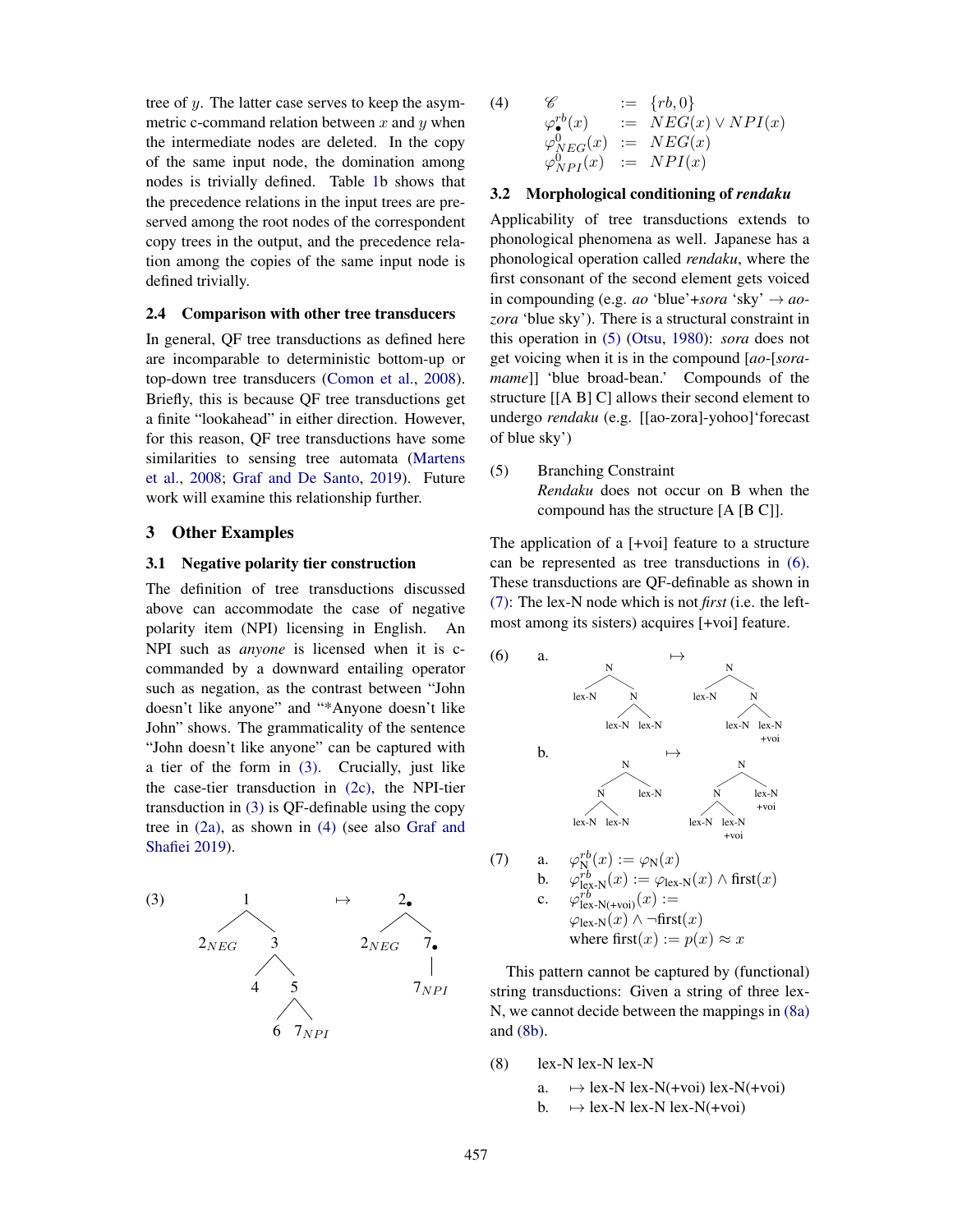tree of $y$. The latter case serves to keep the asymmetric c-command relation between $x$ and $y$ when the intermediate nodes are deleted. In the copy of the same input node, the domination among nodes is trivially defined. Table 1b shows that the precedence relations in the input trees are preserved among the root nodes of the correspondent copy trees in the output, and the precedence relation among the copies of the same input node is defined trivially.

### 2.4 Comparison with other tree transducers

In general, QF tree transductions as defined here are incomparable to deterministic bottom-up or top-down tree transducers (Comon et al., 2008). Briefly, this is because QF tree transductions get a finite "lookahead" in either direction. However, for this reason, QF tree transductions have some similarities to sensing tree automata (Martens et al., 2008; Graf and De Santo, 2019). Future work will examine this relationship further.

## 3 Other Examples

### 3.1 Negative polarity tier construction

The definition of tree transductions discussed above can accommodate the case of negative polarity item (NPI) licensing in English. An NPI such as *anyone* is licensed when it is c-commanded by a downward entailing operator such as negation, as the contrast between "John doesn't like anyone" and "*Anyone doesn't like John" shows. The grammaticality of the sentence "John doesn't like anyone" can be captured with a tier of the form in (3). Crucially, just like the case-tier transduction in (2c), the NPI-tier transduction in (3) is QF-definable using the copy tree in (2a), as shown in (4) (see also Graf and Shafiei 2019).

(3) [Tree: 1 with children $2_{NEG}$ and 3; 3 with children 4 and 5; 5 with children 6 and $7_{NPI}$] $\mapsto$ [Tree: $2_\bullet$ with children $2_{NEG}$ and $7_\bullet$; $7_\bullet$ with child $7_{NPI}$]

(4)
$$
\begin{aligned}
\mathscr{C} &:= \{rb, 0\}\\
\varphi^{rb}_{\bullet}(x) &:= NEG(x) \lor NPI(x)\\
\varphi^{0}_{NEG}(x) &:= NEG(x)\\
\varphi^{0}_{NPI}(x) &:= NPI(x)
\end{aligned}
$$

### 3.2 Morphological conditioning of *rendaku*

Applicability of tree transductions extends to phonological phenomena as well. Japanese has a phonological operation called *rendaku*, where the first consonant of the second element gets voiced in compounding (e.g. *ao* 'blue'+*sora* 'sky' $\rightarrow$ *ao-zora* 'blue sky'). There is a structural constraint in this operation in (5) (Otsu, 1980): *sora* does not get voicing when it is in the compound [*ao*-[*sora-mame*]] 'blue broad-bean.' Compounds of the structure [[A B] C] allows their second element to undergo *rendaku* (e.g. [[ao-zora]-yohoo]'forecast of blue sky')

(5) Branching Constraint
*Rendaku* does not occur on B when the compound has the structure [A [B C]].

The application of a [+voi] feature to a structure can be represented as tree transductions in (6). These transductions are QF-definable as shown in (7): The lex-N node which is not *first* (i.e. the leftmost among its sisters) acquires [+voi] feature.

(6)
a. [Tree: N with children lex-N and N; N with children lex-N and lex-N] $\mapsto$ [Tree: N with children lex-N and N; N with children lex-N and lex-N +voi]

b. [Tree: N with children N and lex-N; N with children lex-N and lex-N] $\mapsto$ [Tree: N with children N and lex-N +voi; N with children lex-N and lex-N +voi]

(7)
a. $\varphi^{rb}_{\text{N}}(x) := \varphi_{\text{N}}(x)$
b. $\varphi^{rb}_{\text{lex-N}}(x) := \varphi_{\text{lex-N}}(x) \land \text{first}(x)$
c. $\varphi^{rb}_{\text{lex-N(+voi)}}(x) :=$
$\varphi_{\text{lex-N}}(x) \land \neg\text{first}(x)$
where $\text{first}(x) := p(x) \approx x$

This pattern cannot be captured by (functional) string transductions: Given a string of three lex-N, we cannot decide between the mappings in (8a) and (8b).

(8) lex-N lex-N lex-N
a. $\mapsto$ lex-N lex-N(+voi) lex-N(+voi)
b. $\mapsto$ lex-N lex-N lex-N(+voi)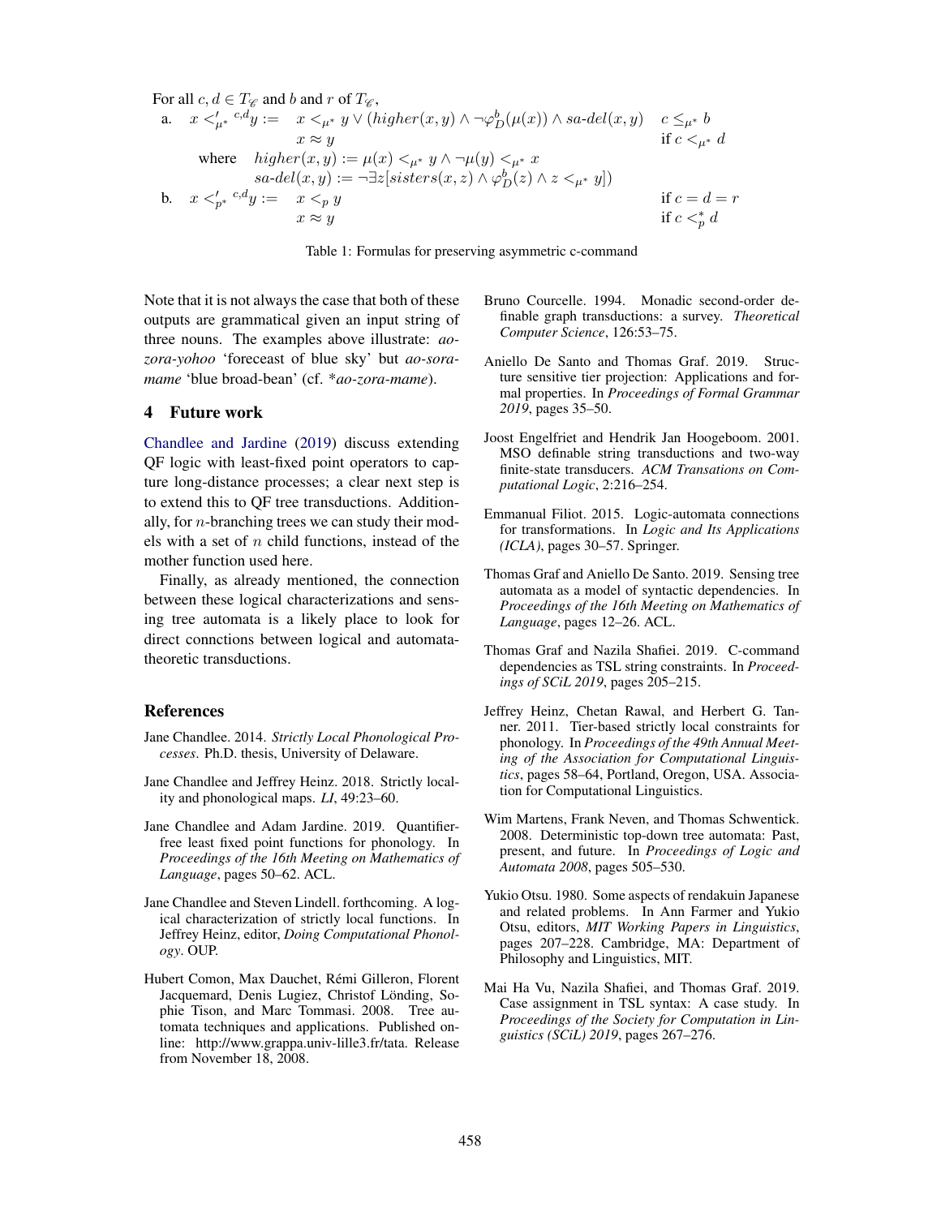For all $c, d \in T_{\mathscr{C}}$ and $b$ and $r$ of $T_{\mathscr{C}}$,

| | | | |
|---|---|---|---|
| a. | $x <'_{\mu^*}{}^{c,d} y :=$ | $x <_{\mu^*} y \vee (higher(x,y) \wedge \neg\varphi^b_D(\mu(x)) \wedge sa\text{-}del(x,y)$ | $c \leq_{\mu^*} b$ |
| | | $x \approx y$ | if $c <_{\mu^*} d$ |
| | where | $higher(x,y) := \mu(x) <_{\mu^*} y \wedge \neg\mu(y) <_{\mu^*} x$ | |
| | | $sa\text{-}del(x,y) := \neg\exists z[sisters(x,z) \wedge \varphi^b_D(z) \wedge z <_{\mu^*} y])$ | |
| b. | $x <'_{p^*}{}^{c,d} y :=$ | $x <_p y$ | if $c = d = r$ |
| | | $x \approx y$ | if $c <^*_p d$ |

Table 1: Formulas for preserving asymmetric c-command

Note that it is not always the case that both of these outputs are grammatical given an input string of three nouns. The examples above illustrate: *ao-zora-yohoo* 'foreceast of blue sky' but *ao-sora-mame* 'blue broad-bean' (cf. \**ao-zora-mame*).

## 4 Future work

Chandlee and Jardine (2019) discuss extending QF logic with least-fixed point operators to capture long-distance processes; a clear next step is to extend this to QF tree transductions. Additionally, for $n$-branching trees we can study their models with a set of $n$ child functions, instead of the mother function used here.

Finally, as already mentioned, the connection between these logical characterizations and sensing tree automata is a likely place to look for direct connctions between logical and automata-theoretic transductions.

## References

Jane Chandlee. 2014. *Strictly Local Phonological Processes*. Ph.D. thesis, University of Delaware.

Jane Chandlee and Jeffrey Heinz. 2018. Strictly locality and phonological maps. *LI*, 49:23–60.

Jane Chandlee and Adam Jardine. 2019. Quantifier-free least fixed point functions for phonology. In *Proceedings of the 16th Meeting on Mathematics of Language*, pages 50–62. ACL.

Jane Chandlee and Steven Lindell. forthcoming. A logical characterization of strictly local functions. In Jeffrey Heinz, editor, *Doing Computational Phonology*. OUP.

Hubert Comon, Max Dauchet, Rémi Gilleron, Florent Jacquemard, Denis Lugiez, Christof Löding, Sophie Tison, and Marc Tommasi. 2008. Tree automata techniques and applications. Published online: http://www.grappa.univ-lille3.fr/tata. Release from November 18, 2008.

Bruno Courcelle. 1994. Monadic second-order definable graph transductions: a survey. *Theoretical Computer Science*, 126:53–75.

Aniello De Santo and Thomas Graf. 2019. Structure sensitive tier projection: Applications and formal properties. In *Proceedings of Formal Grammar 2019*, pages 35–50.

Joost Engelfriet and Hendrik Jan Hoogeboom. 2001. MSO definable string transductions and two-way finite-state transducers. *ACM Transations on Computational Logic*, 2:216–254.

Emmanual Filiot. 2015. Logic-automata connections for transformations. In *Logic and Its Applications (ICLA)*, pages 30–57. Springer.

Thomas Graf and Aniello De Santo. 2019. Sensing tree automata as a model of syntactic dependencies. In *Proceedings of the 16th Meeting on Mathematics of Language*, pages 12–26. ACL.

Thomas Graf and Nazila Shafiei. 2019. C-command dependencies as TSL string constraints. In *Proceedings of SCiL 2019*, pages 205–215.

Jeffrey Heinz, Chetan Rawal, and Herbert G. Tanner. 2011. Tier-based strictly local constraints for phonology. In *Proceedings of the 49th Annual Meeting of the Association for Computational Linguistics*, pages 58–64, Portland, Oregon, USA. Association for Computational Linguistics.

Wim Martens, Frank Neven, and Thomas Schwentick. 2008. Deterministic top-down tree automata: Past, present, and future. In *Proceedings of Logic and Automata 2008*, pages 505–530.

Yukio Otsu. 1980. Some aspects of rendakuin Japanese and related problems. In Ann Farmer and Yukio Otsu, editors, *MIT Working Papers in Linguistics*, pages 207–228. Cambridge, MA: Department of Philosophy and Linguistics, MIT.

Mai Ha Vu, Nazila Shafiei, and Thomas Graf. 2019. Case assignment in TSL syntax: A case study. In *Proceedings of the Society for Computation in Linguistics (SCiL) 2019*, pages 267–276.